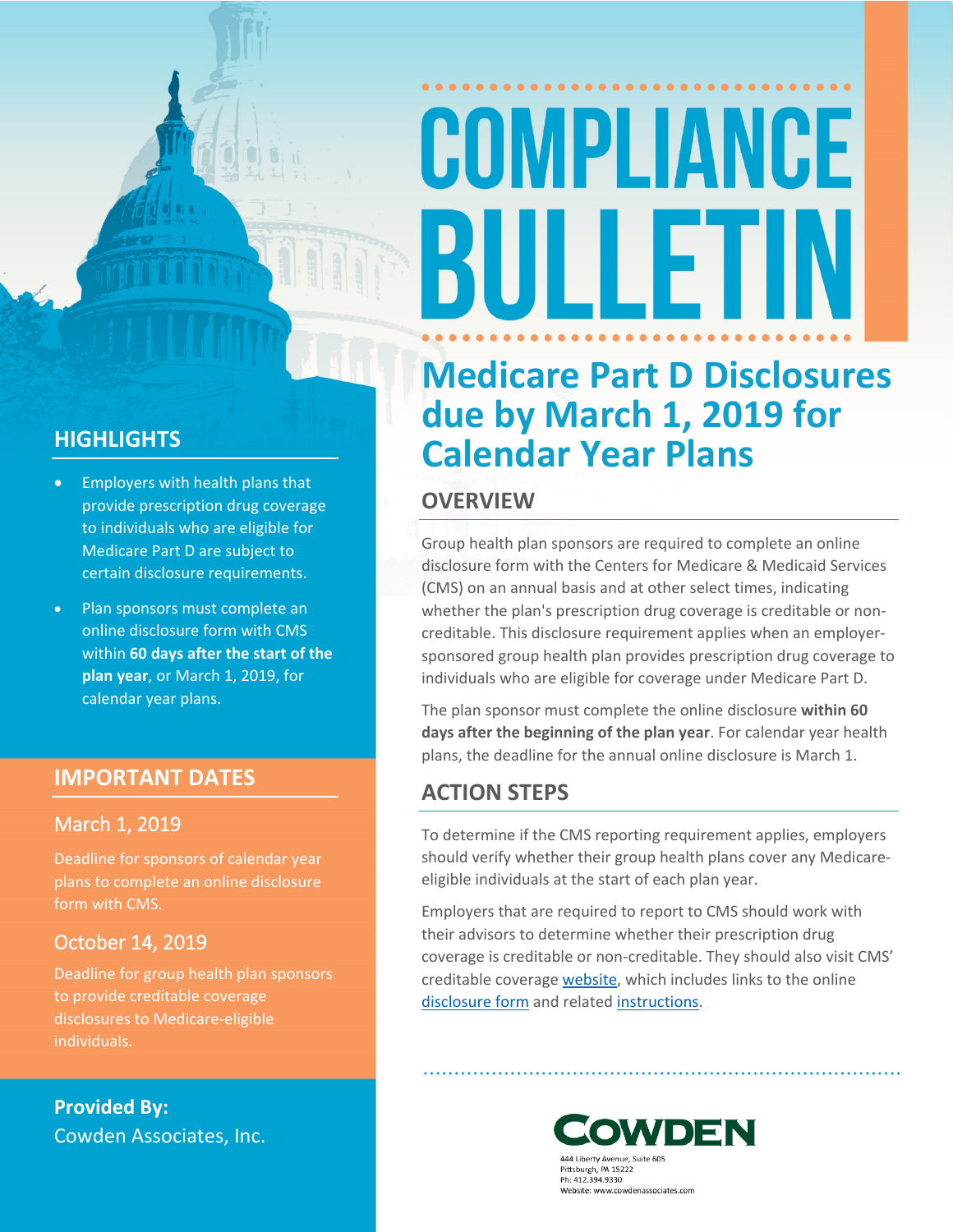# COMPLIANCE BULLETIN

## Medicare Part D Disclosures due by March 1, 2019 for Calendar Year Plans

### OVERVIEW

Group health plan sponsors are required to complete an online disclosure form with the Centers for Medicare & Medicaid Services (CMS) on an annual basis and at other select times, indicating whether the plan's prescription drug coverage is creditable or non-creditable. This disclosure requirement applies when an employer-sponsored group health plan provides prescription drug coverage to individuals who are eligible for coverage under Medicare Part D.

The plan sponsor must complete the online disclosure **within 60 days after the beginning of the plan year**. For calendar year health plans, the deadline for the annual online disclosure is March 1.

### ACTION STEPS

To determine if the CMS reporting requirement applies, employers should verify whether their group health plans cover any Medicare-eligible individuals at the start of each plan year.

Employers that are required to report to CMS should work with their advisors to determine whether their prescription drug coverage is creditable or non-creditable. They should also visit CMS' creditable coverage website, which includes links to the online disclosure form and related instructions.

### HIGHLIGHTS

- Employers with health plans that provide prescription drug coverage to individuals who are eligible for Medicare Part D are subject to certain disclosure requirements.
- Plan sponsors must complete an online disclosure form with CMS within **60 days after the start of the plan year**, or March 1, 2019, for calendar year plans.

### IMPORTANT DATES

#### March 1, 2019

Deadline for sponsors of calendar year plans to complete an online disclosure form with CMS.

#### October 14, 2019

Deadline for group health plan sponsors to provide creditable coverage disclosures to Medicare-eligible individuals.

**Provided By:**
Cowden Associates, Inc.

COWDEN
444 Liberty Avenue, Suite 605
Pittsburgh, PA 15222
Ph: 412.394.9330
Website: www.cowdenassociates.com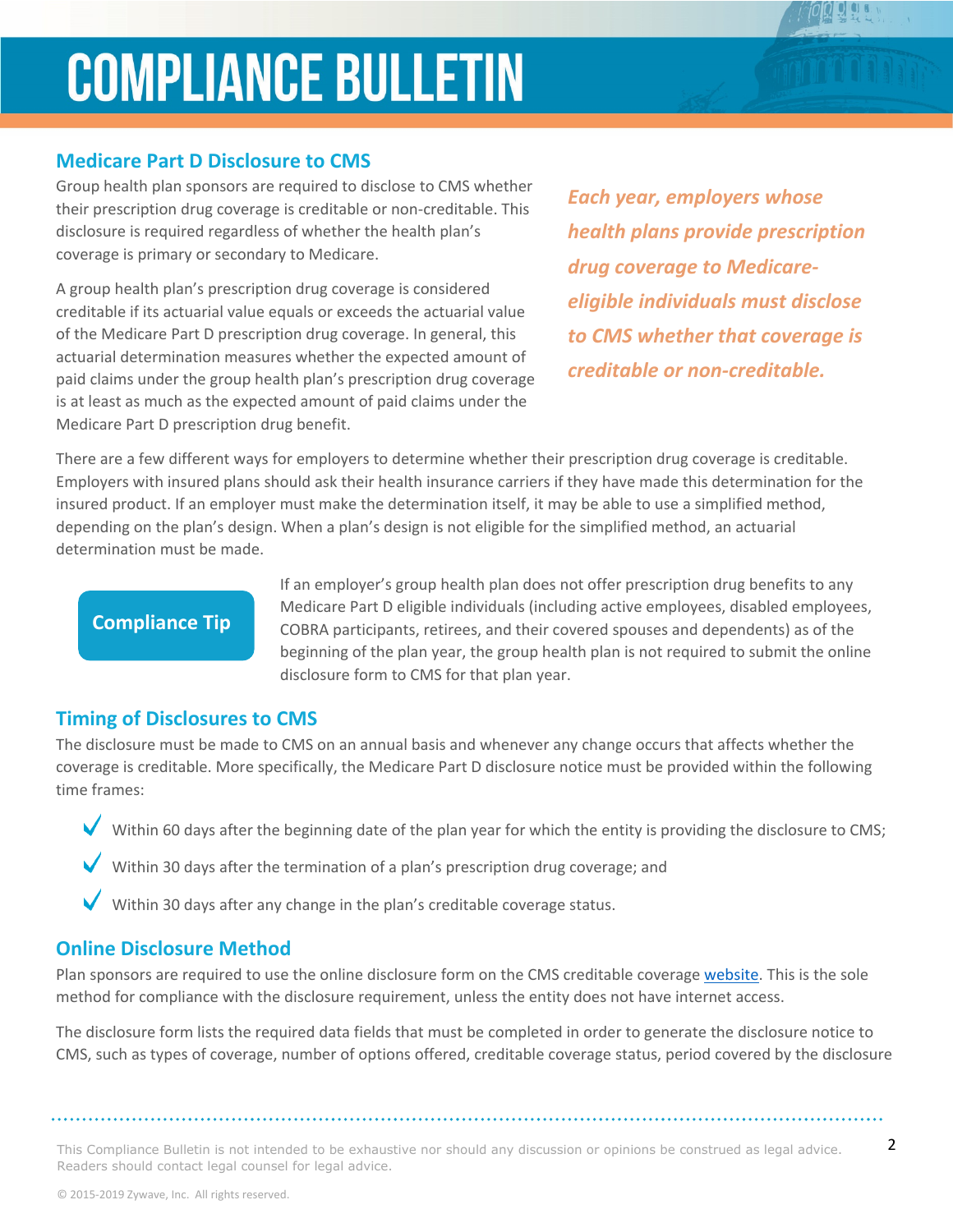## Medicare Part D Disclosure to CMS

Group health plan sponsors are required to disclose to CMS whether their prescription drug coverage is creditable or non-creditable. This disclosure is required regardless of whether the health plan's coverage is primary or secondary to Medicare.

*Each year, employers whose health plans provide prescription drug coverage to Medicare-eligible individuals must disclose to CMS whether that coverage is creditable or non-creditable.*

A group health plan's prescription drug coverage is considered creditable if its actuarial value equals or exceeds the actuarial value of the Medicare Part D prescription drug coverage. In general, this actuarial determination measures whether the expected amount of paid claims under the group health plan's prescription drug coverage is at least as much as the expected amount of paid claims under the Medicare Part D prescription drug benefit.

There are a few different ways for employers to determine whether their prescription drug coverage is creditable. Employers with insured plans should ask their health insurance carriers if they have made this determination for the insured product. If an employer must make the determination itself, it may be able to use a simplified method, depending on the plan's design. When a plan's design is not eligible for the simplified method, an actuarial determination must be made.

**Compliance Tip**

If an employer's group health plan does not offer prescription drug benefits to any Medicare Part D eligible individuals (including active employees, disabled employees, COBRA participants, retirees, and their covered spouses and dependents) as of the beginning of the plan year, the group health plan is not required to submit the online disclosure form to CMS for that plan year.

## Timing of Disclosures to CMS

The disclosure must be made to CMS on an annual basis and whenever any change occurs that affects whether the coverage is creditable. More specifically, the Medicare Part D disclosure notice must be provided within the following time frames:

- Within 60 days after the beginning date of the plan year for which the entity is providing the disclosure to CMS;
- Within 30 days after the termination of a plan's prescription drug coverage; and
- Within 30 days after any change in the plan's creditable coverage status.

## Online Disclosure Method

Plan sponsors are required to use the online disclosure form on the CMS creditable coverage website. This is the sole method for compliance with the disclosure requirement, unless the entity does not have internet access.

The disclosure form lists the required data fields that must be completed in order to generate the disclosure notice to CMS, such as types of coverage, number of options offered, creditable coverage status, period covered by the disclosure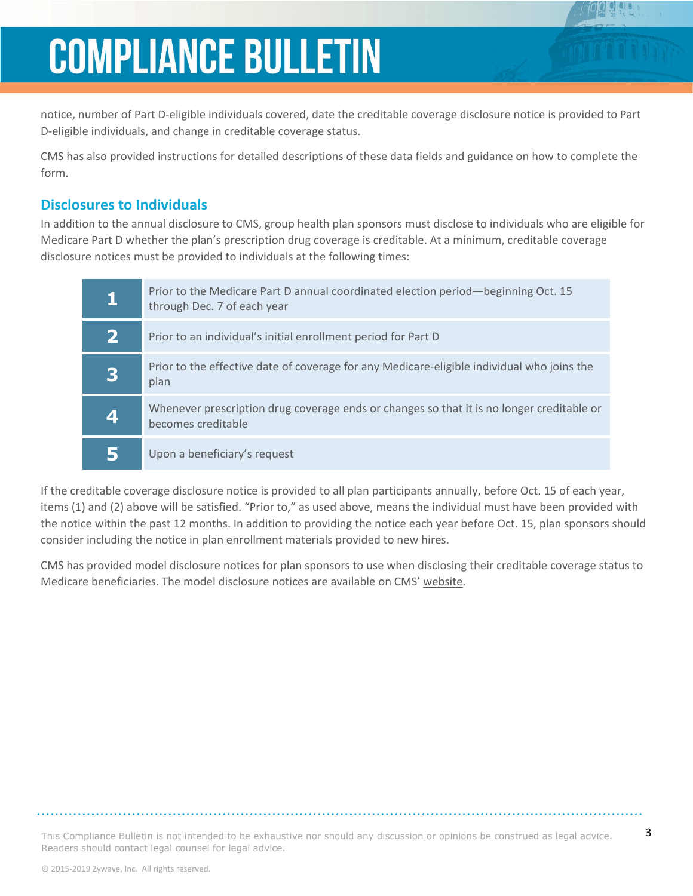notice, number of Part D-eligible individuals covered, date the creditable coverage disclosure notice is provided to Part D-eligible individuals, and change in creditable coverage status.

CMS has also provided instructions for detailed descriptions of these data fields and guidance on how to complete the form.

## Disclosures to Individuals

In addition to the annual disclosure to CMS, group health plan sponsors must disclose to individuals who are eligible for Medicare Part D whether the plan's prescription drug coverage is creditable. At a minimum, creditable coverage disclosure notices must be provided to individuals at the following times:

| | |
|---|---|
| 1 | Prior to the Medicare Part D annual coordinated election period—beginning Oct. 15 through Dec. 7 of each year |
| 2 | Prior to an individual's initial enrollment period for Part D |
| 3 | Prior to the effective date of coverage for any Medicare-eligible individual who joins the plan |
| 4 | Whenever prescription drug coverage ends or changes so that it is no longer creditable or becomes creditable |
| 5 | Upon a beneficiary's request |

If the creditable coverage disclosure notice is provided to all plan participants annually, before Oct. 15 of each year, items (1) and (2) above will be satisfied. "Prior to," as used above, means the individual must have been provided with the notice within the past 12 months. In addition to providing the notice each year before Oct. 15, plan sponsors should consider including the notice in plan enrollment materials provided to new hires.

CMS has provided model disclosure notices for plan sponsors to use when disclosing their creditable coverage status to Medicare beneficiaries. The model disclosure notices are available on CMS' website.